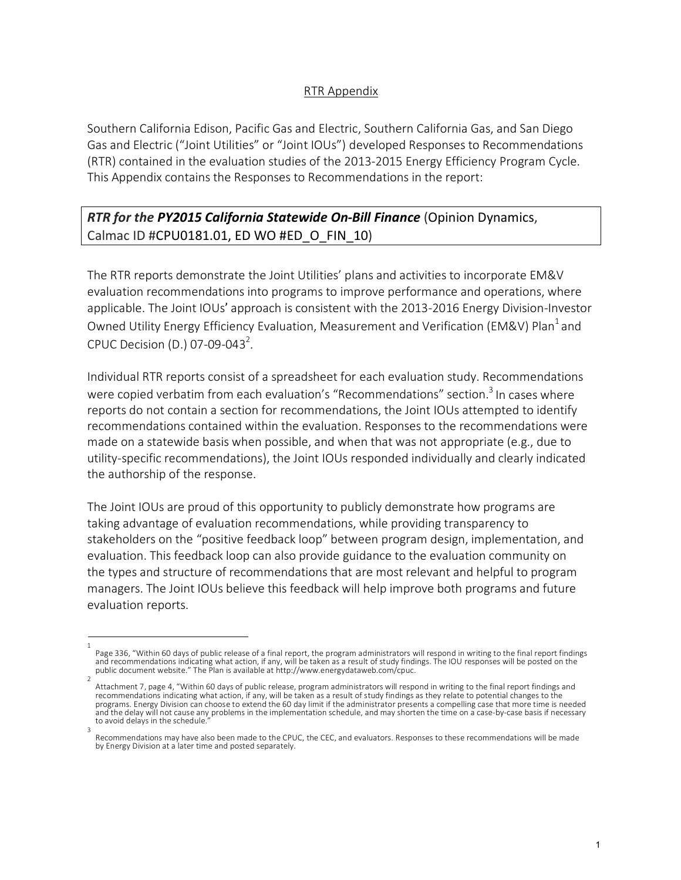## RTR Appendix

Southern California Edison, Pacific Gas and Electric, Southern California Gas, and San Diego Gas and Electric ("Joint Utilities" or "Joint IOUs") developed Responses to Recommendations (RTR) contained in the evaluation studies of the 2013-2015 Energy Efficiency Program Cycle. This Appendix contains the Responses to Recommendations in the report:

***RTR for the PY2015 California Statewide On-Bill Finance*** (Opinion Dynamics, Calmac ID #CPU0181.01, ED WO #ED_O_FIN_10)

The RTR reports demonstrate the Joint Utilities' plans and activities to incorporate EM&V evaluation recommendations into programs to improve performance and operations, where applicable. The Joint IOUs' approach is consistent with the 2013-2016 Energy Division-Investor Owned Utility Energy Efficiency Evaluation, Measurement and Verification (EM&V) Plan[1] and CPUC Decision (D.) 07-09-043[2].

Individual RTR reports consist of a spreadsheet for each evaluation study. Recommendations were copied verbatim from each evaluation's "Recommendations" section.[3] In cases where reports do not contain a section for recommendations, the Joint IOUs attempted to identify recommendations contained within the evaluation. Responses to the recommendations were made on a statewide basis when possible, and when that was not appropriate (e.g., due to utility-specific recommendations), the Joint IOUs responded individually and clearly indicated the authorship of the response.

The Joint IOUs are proud of this opportunity to publicly demonstrate how programs are taking advantage of evaluation recommendations, while providing transparency to stakeholders on the "positive feedback loop" between program design, implementation, and evaluation. This feedback loop can also provide guidance to the evaluation community on the types and structure of recommendations that are most relevant and helpful to program managers. The Joint IOUs believe this feedback will help improve both programs and future evaluation reports.

---

[1] Page 336, "Within 60 days of public release of a final report, the program administrators will respond in writing to the final report findings and recommendations indicating what action, if any, will be taken as a result of study findings. The IOU responses will be posted on the public document website." The Plan is available at http://www.energydataweb.com/cpuc.

[2] Attachment 7, page 4, "Within 60 days of public release, program administrators will respond in writing to the final report findings and recommendations indicating what action, if any, will be taken as a result of study findings as they relate to potential changes to the programs. Energy Division can choose to extend the 60 day limit if the administrator presents a compelling case that more time is needed and the delay will not cause any problems in the implementation schedule, and may shorten the time on a case-by-case basis if necessary to avoid delays in the schedule."

[3] Recommendations may have also been made to the CPUC, the CEC, and evaluators. Responses to these recommendations will be made by Energy Division at a later time and posted separately.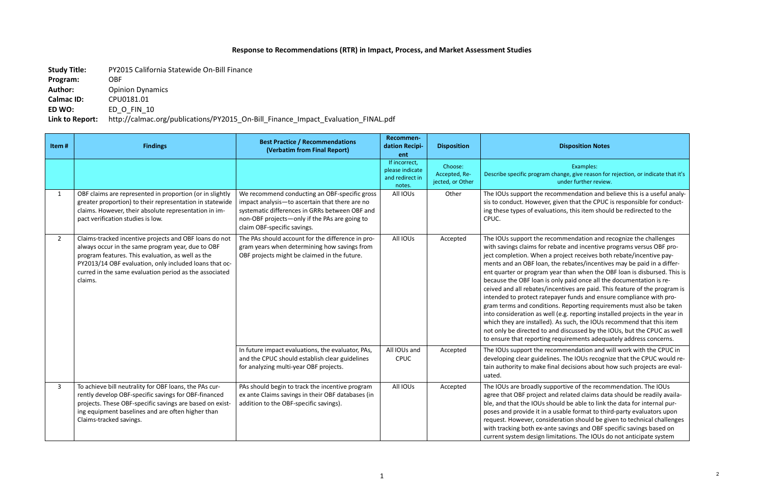# Response to Recommendations (RTR) in Impact, Process, and Market Assessment Studies

**Study Title:** PY2015 California Statewide On-Bill Finance
**Program:** OBF
**Author:** Opinion Dynamics
**Calmac ID:** CPU0181.01
**ED WO:** ED_O_FIN_10
**Link to Report:** http://calmac.org/publications/PY2015_On-Bill_Finance_Impact_Evaluation_FINAL.pdf

| Item # | Findings | Best Practice / Recommendations (Verbatim from Final Report) | Recommendation Recipient | Disposition | Disposition Notes |
|---|---|---|---|---|---|
| | | | If incorrect, please indicate and redirect in notes. | Choose: Accepted, Rejected, or Other | Examples: Describe specific program change, give reason for rejection, or indicate that it's under further review. |
| 1 | OBF claims are represented in proportion (or in slightly greater proportion) to their representation in statewide claims. However, their absolute representation in impact verification studies is low. | We recommend conducting an OBF-specific gross impact analysis—to ascertain that there are no systematic differences in GRRs between OBF and non-OBF projects—only if the PAs are going to claim OBF-specific savings. | All IOUs | Other | The IOUs support the recommendation and believe this is a useful analysis to conduct. However, given that the CPUC is responsible for conducting these types of evaluations, this item should be redirected to the CPUC. |
| 2 | Claims-tracked incentive projects and OBF loans do not always occur in the same program year, due to OBF program features. This evaluation, as well as the PY2013/14 OBF evaluation, only included loans that occurred in the same evaluation period as the associated claims. | The PAs should account for the difference in program years when determining how savings from OBF projects might be claimed in the future. | All IOUs | Accepted | The IOUs support the recommendation and recognize the challenges with savings claims for rebate and incentive programs versus OBF project completion. When a project receives both rebate/incentive payments and an OBF loan, the rebates/incentives may be paid in a different quarter or program year than when the OBF loan is disbursed. This is because the OBF loan is only paid once all the documentation is received and all rebates/incentives are paid. This feature of the program is intended to protect ratepayer funds and ensure compliance with program terms and conditions. Reporting requirements must also be taken into consideration as well (e.g. reporting installed projects in the year in which they are installed). As such, the IOUs recommend that this item not only be directed to and discussed by the IOUs, but the CPUC as well to ensure that reporting requirements adequately address concerns. |
| | | In future impact evaluations, the evaluator, PAs, and the CPUC should establish clear guidelines for analyzing multi-year OBF projects. | All IOUs and CPUC | Accepted | The IOUs support the recommendation and will work with the CPUC in developing clear guidelines. The IOUs recognize that the CPUC would retain authority to make final decisions about how such projects are evaluated. |
| 3 | To achieve bill neutrality for OBF loans, the PAs currently develop OBF-specific savings for OBF-financed projects. These OBF-specific savings are based on existing equipment baselines and are often higher than Claims-tracked savings. | PAs should begin to track the incentive program ex ante Claims savings in their OBF databases (in addition to the OBF-specific savings). | All IOUs | Accepted | The IOUs are broadly supportive of the recommendation. The IOUs agree that OBF project and related claims data should be readily available, and that the IOUs should be able to link the data for internal purposes and provide it in a usable format to third-party evaluators upon request. However, consideration should be given to technical challenges with tracking both ex-ante savings and OBF specific savings based on current system design limitations. The IOUs do not anticipate system |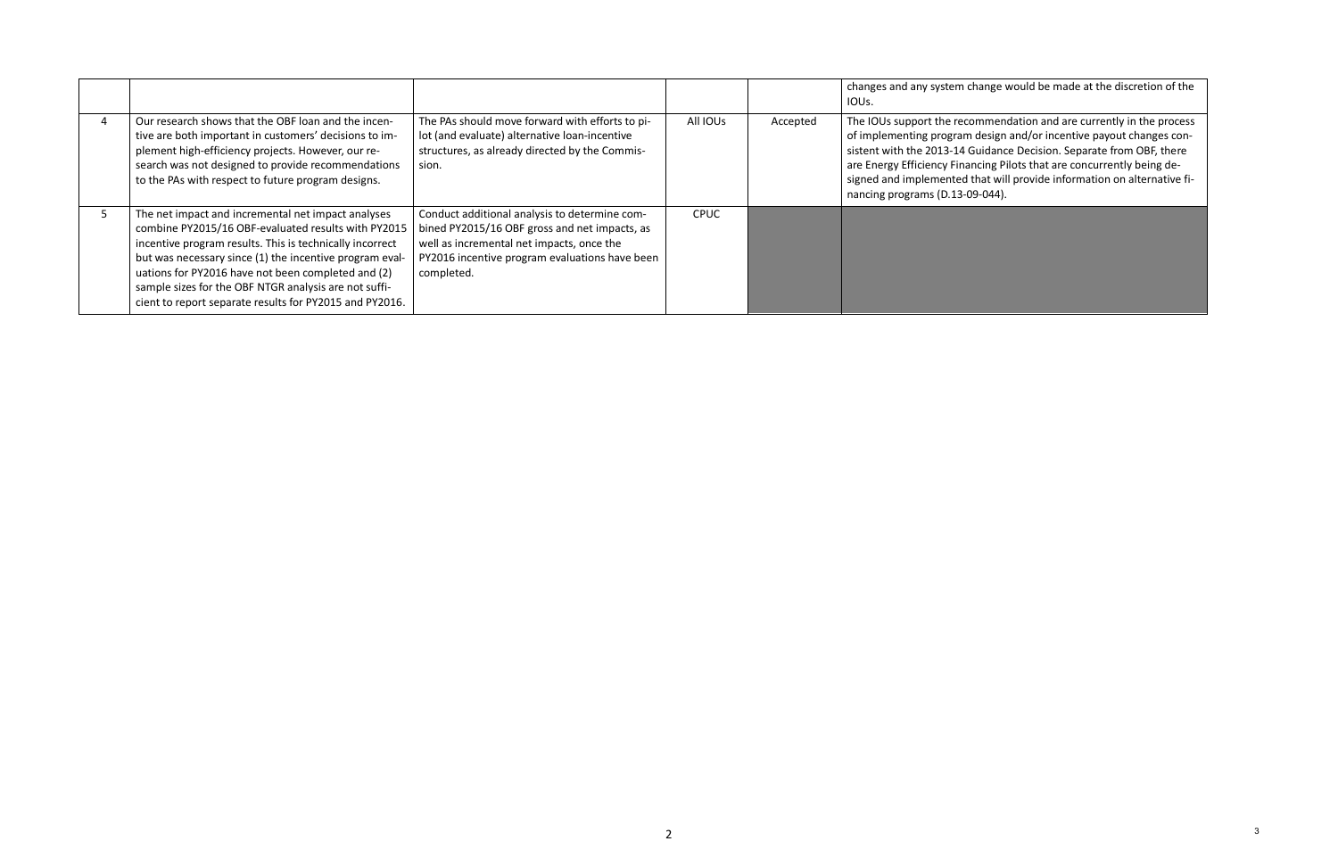| | | | | | |
|---|---|---|---|---|---|
| | | | | | changes and any system change would be made at the discretion of the IOUs. |
| 4 | Our research shows that the OBF loan and the incentive are both important in customers' decisions to implement high-efficiency projects. However, our research was not designed to provide recommendations to the PAs with respect to future program designs. | The PAs should move forward with efforts to pilot (and evaluate) alternative loan-incentive structures, as already directed by the Commission. | All IOUs | Accepted | The IOUs support the recommendation and are currently in the process of implementing program design and/or incentive payout changes consistent with the 2013-14 Guidance Decision. Separate from OBF, there are Energy Efficiency Financing Pilots that are concurrently being designed and implemented that will provide information on alternative financing programs (D.13-09-044). |
| 5 | The net impact and incremental net impact analyses combine PY2015/16 OBF-evaluated results with PY2015 incentive program results. This is technically incorrect but was necessary since (1) the incentive program evaluations for PY2016 have not been completed and (2) sample sizes for the OBF NTGR analysis are not sufficient to report separate results for PY2015 and PY2016. | Conduct additional analysis to determine combined PY2015/16 OBF gross and net impacts, as well as incremental net impacts, once the PY2016 incentive program evaluations have been completed. | CPUC | | |